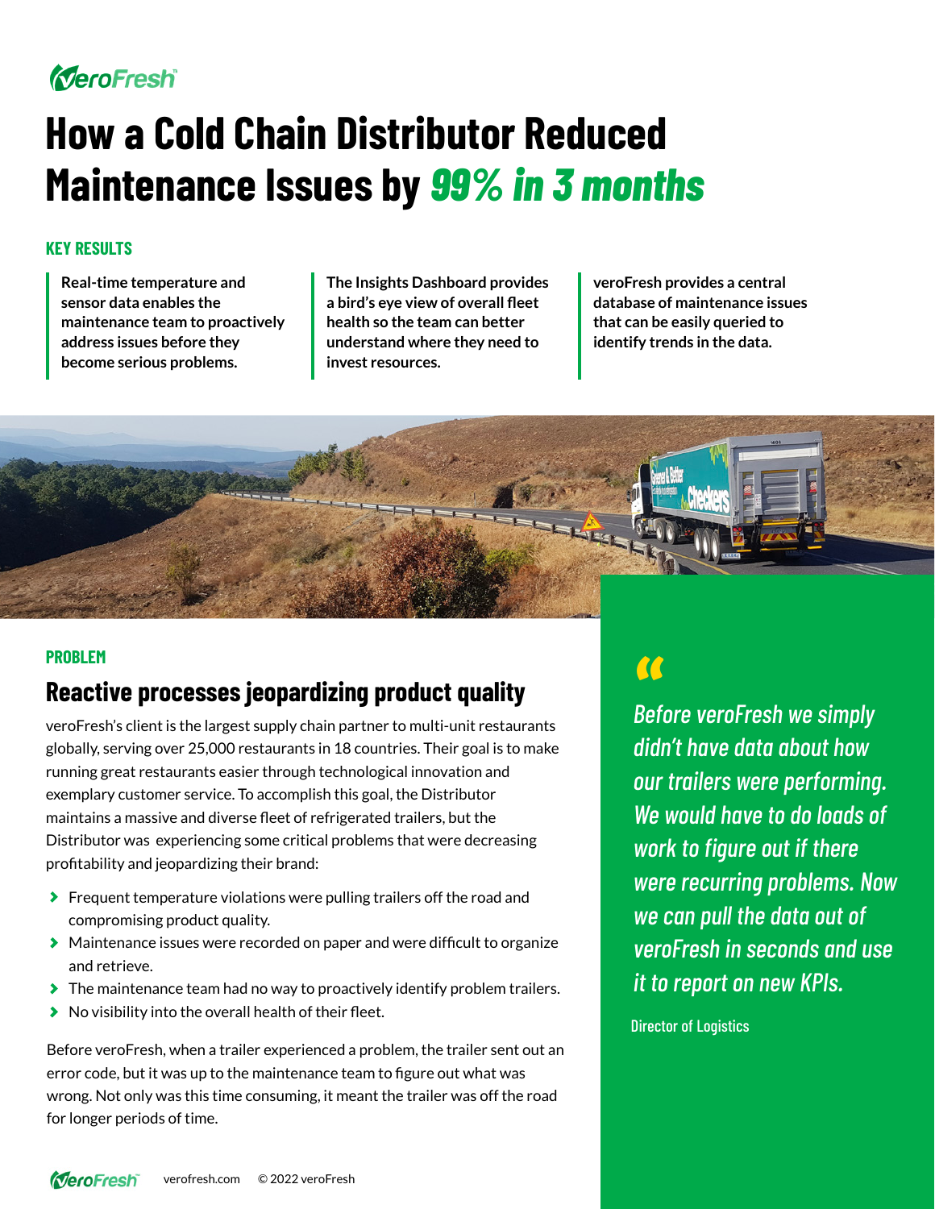# How a Cold Chain Distributor Reduced Maintenance Issues by *99% in 3 months*

## KEY RESULTS

**Real-time temperature and sensor data enables the maintenance team to proactively address issues before they become serious problems.**

**The Insights Dashboard provides a bird's eye view of overall fleet health so the team can better understand where they need to invest resources.**

**veroFresh provides a central database of maintenance issues that can be easily queried to identify trends in the data.**

## PROBLEM

### Reactive processes jeopardizing product quality

veroFresh's client is the largest supply chain partner to multi-unit restaurants globally, serving over 25,000 restaurants in 18 countries. Their goal is to make running great restaurants easier through technological innovation and exemplary customer service. To accomplish this goal, the Distributor maintains a massive and diverse fleet of refrigerated trailers, but the Distributor was experiencing some critical problems that were decreasing profitability and jeopardizing their brand:

- Frequent temperature violations were pulling trailers off the road and compromising product quality.
- Maintenance issues were recorded on paper and were difficult to organize and retrieve.
- The maintenance team had no way to proactively identify problem trailers.
- No visibility into the overall health of their fleet.

Before veroFresh, when a trailer experienced a problem, the trailer sent out an error code, but it was up to the maintenance team to figure out what was wrong. Not only was this time consuming, it meant the trailer was off the road for longer periods of time.

> *"Before veroFresh we simply didn't have data about how our trailers were performing. We would have to do loads of work to figure out if there were recurring problems. Now we can pull the data out of veroFresh in seconds and use it to report on new KPIs.*
>
> Director of Logistics

verofresh.com © 2022 veroFresh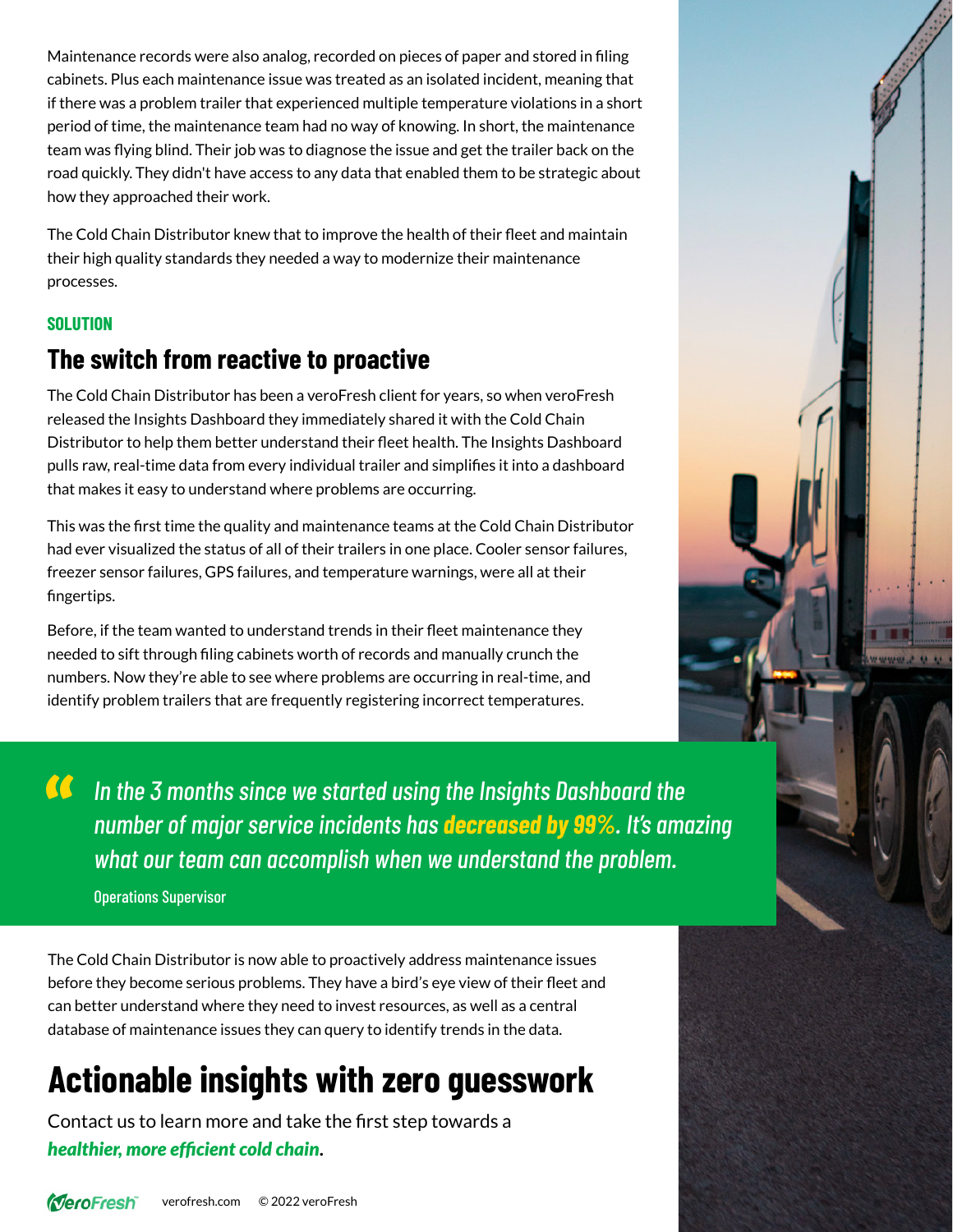Maintenance records were also analog, recorded on pieces of paper and stored in filing cabinets. Plus each maintenance issue was treated as an isolated incident, meaning that if there was a problem trailer that experienced multiple temperature violations in a short period of time, the maintenance team had no way of knowing. In short, the maintenance team was flying blind. Their job was to diagnose the issue and get the trailer back on the road quickly. They didn't have access to any data that enabled them to be strategic about how they approached their work.

The Cold Chain Distributor knew that to improve the health of their fleet and maintain their high quality standards they needed a way to modernize their maintenance processes.

**SOLUTION**

## The switch from reactive to proactive

The Cold Chain Distributor has been a veroFresh client for years, so when veroFresh released the Insights Dashboard they immediately shared it with the Cold Chain Distributor to help them better understand their fleet health. The Insights Dashboard pulls raw, real-time data from every individual trailer and simplifies it into a dashboard that makes it easy to understand where problems are occurring.

This was the first time the quality and maintenance teams at the Cold Chain Distributor had ever visualized the status of all of their trailers in one place. Cooler sensor failures, freezer sensor failures, GPS failures, and temperature warnings, were all at their fingertips.

Before, if the team wanted to understand trends in their fleet maintenance they needed to sift through filing cabinets worth of records and manually crunch the numbers. Now they're able to see where problems are occurring in real-time, and identify problem trailers that are frequently registering incorrect temperatures.

> *"In the 3 months since we started using the Insights Dashboard the number of major service incidents has **decreased by 99%**. It's amazing what our team can accomplish when we understand the problem.*
>
> Operations Supervisor

The Cold Chain Distributor is now able to proactively address maintenance issues before they become serious problems. They have a bird's eye view of their fleet and can better understand where they need to invest resources, as well as a central database of maintenance issues they can query to identify trends in the data.

# Actionable insights with zero guesswork

Contact us to learn more and take the first step towards a ***healthier, more efficient cold chain***.

veroFresh verofresh.com © 2022 veroFresh